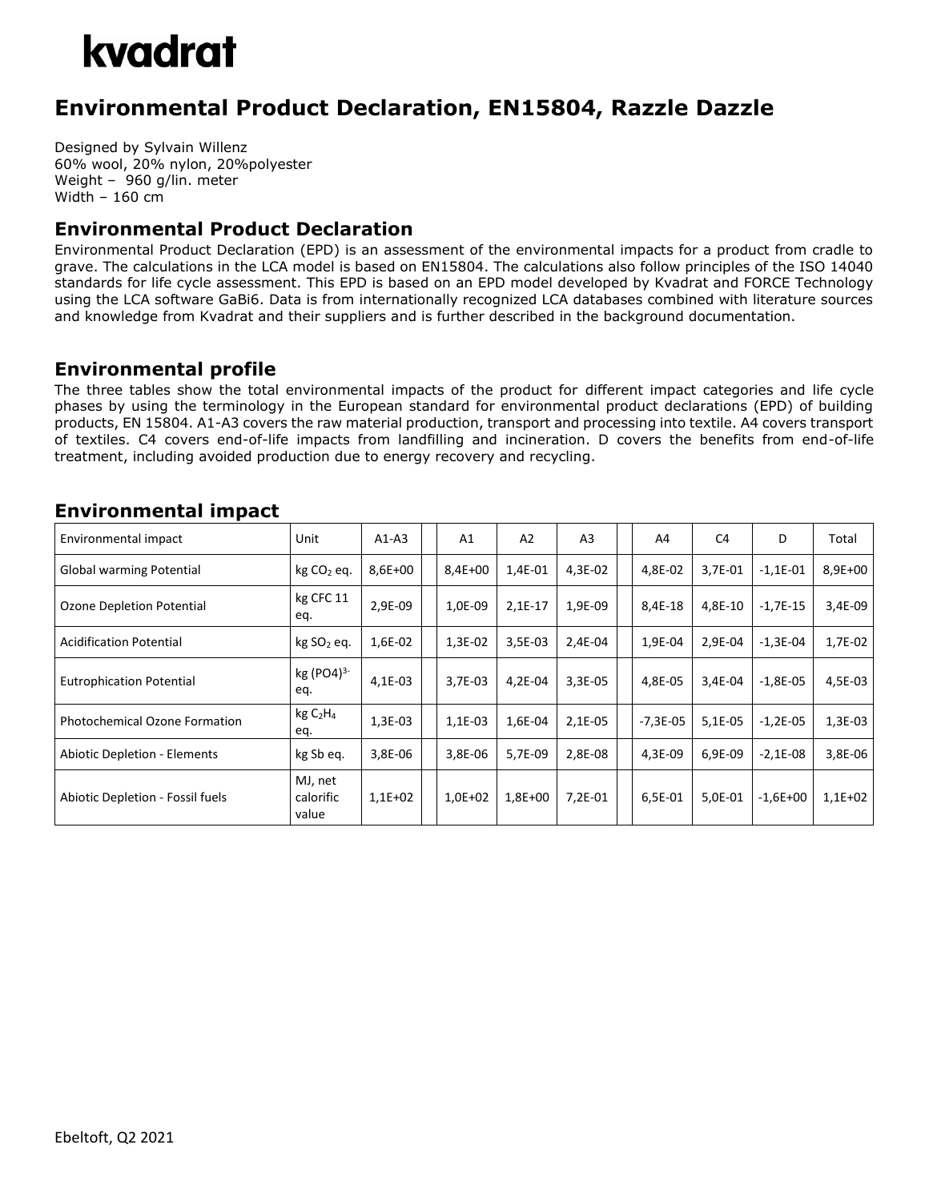# kvadrat

## Environmental Product Declaration, EN15804, Razzle Dazzle

Designed by Sylvain Willenz
60% wool, 20% nylon, 20%polyester
Weight – 960 g/lin. meter
Width – 160 cm

## Environmental Product Declaration

Environmental Product Declaration (EPD) is an assessment of the environmental impacts for a product from cradle to grave. The calculations in the LCA model is based on EN15804. The calculations also follow principles of the ISO 14040 standards for life cycle assessment. This EPD is based on an EPD model developed by Kvadrat and FORCE Technology using the LCA software GaBi6. Data is from internationally recognized LCA databases combined with literature sources and knowledge from Kvadrat and their suppliers and is further described in the background documentation.

## Environmental profile

The three tables show the total environmental impacts of the product for different impact categories and life cycle phases by using the terminology in the European standard for environmental product declarations (EPD) of building products, EN 15804. A1-A3 covers the raw material production, transport and processing into textile. A4 covers transport of textiles. C4 covers end-of-life impacts from landfilling and incineration. D covers the benefits from end-of-life treatment, including avoided production due to energy recovery and recycling.

## Environmental impact

| Environmental impact | Unit | A1-A3 | | A1 | A2 | A3 | | A4 | C4 | D | Total |
|---|---|---|---|---|---|---|---|---|---|---|---|
| Global warming Potential | kg $CO_2$ eq. | 8,6E+00 | | 8,4E+00 | 1,4E-01 | 4,3E-02 | | 4,8E-02 | 3,7E-01 | -1,1E-01 | 8,9E+00 |
| Ozone Depletion Potential | kg CFC 11 eq. | 2,9E-09 | | 1,0E-09 | 2,1E-17 | 1,9E-09 | | 8,4E-18 | 4,8E-10 | -1,7E-15 | 3,4E-09 |
| Acidification Potential | kg $SO_2$ eq. | 1,6E-02 | | 1,3E-02 | 3,5E-03 | 2,4E-04 | | 1,9E-04 | 2,9E-04 | -1,3E-04 | 1,7E-02 |
| Eutrophication Potential | kg $(PO4)^{3-}$ eq. | 4,1E-03 | | 3,7E-03 | 4,2E-04 | 3,3E-05 | | 4,8E-05 | 3,4E-04 | -1,8E-05 | 4,5E-03 |
| Photochemical Ozone Formation | kg $C_2H_4$ eq. | 1,3E-03 | | 1,1E-03 | 1,6E-04 | 2,1E-05 | | -7,3E-05 | 5,1E-05 | -1,2E-05 | 1,3E-03 |
| Abiotic Depletion - Elements | kg Sb eq. | 3,8E-06 | | 3,8E-06 | 5,7E-09 | 2,8E-08 | | 4,3E-09 | 6,9E-09 | -2,1E-08 | 3,8E-06 |
| Abiotic Depletion - Fossil fuels | MJ, net calorific value | 1,1E+02 | | 1,0E+02 | 1,8E+00 | 7,2E-01 | | 6,5E-01 | 5,0E-01 | -1,6E+00 | 1,1E+02 |

Ebeltoft, Q2 2021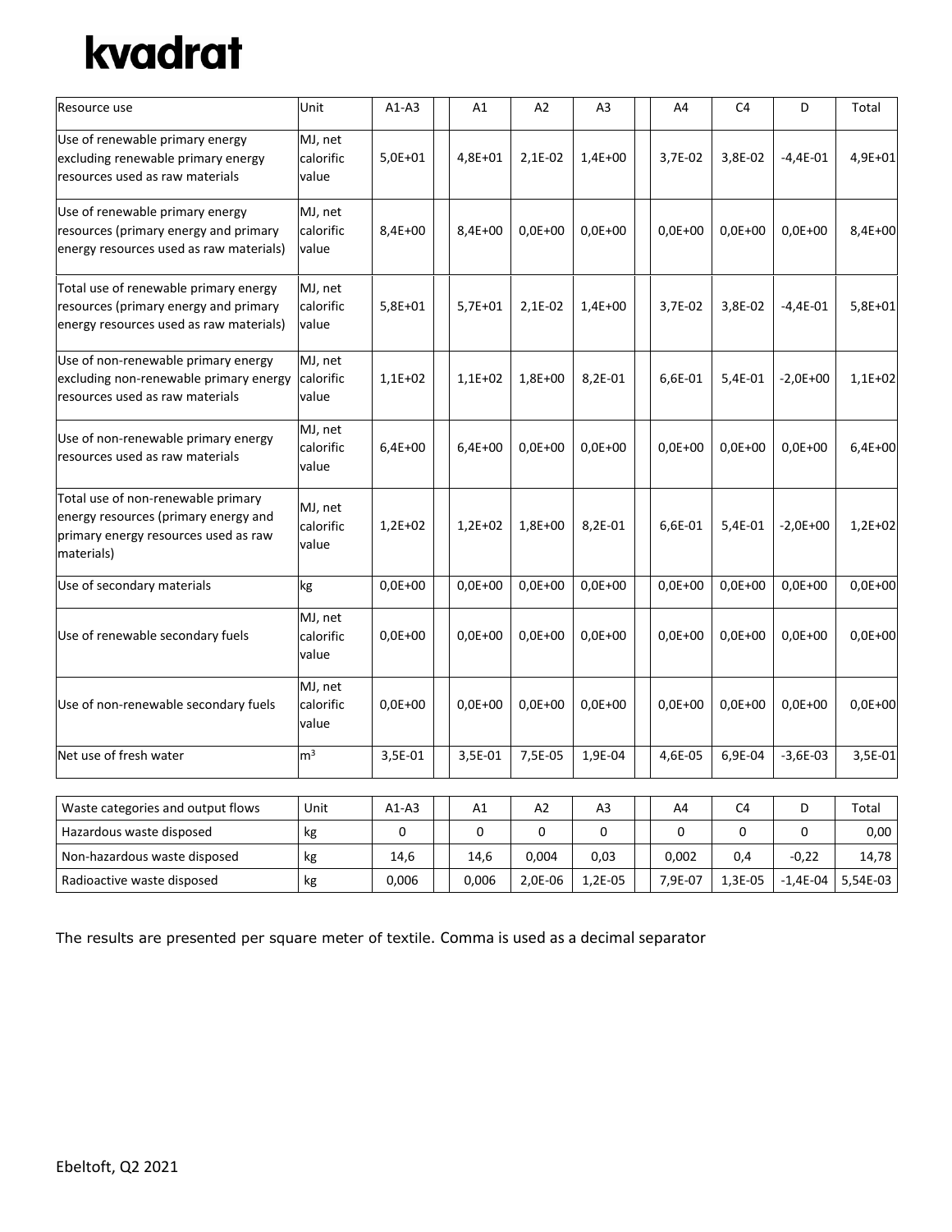# kvadrat

| Resource use | Unit | A1-A3 | | A1 | A2 | A3 | | A4 | C4 | D | Total |
|---|---|---|---|---|---|---|---|---|---|---|---|
| Use of renewable primary energy excluding renewable primary energy resources used as raw materials | MJ, net calorific value | 5,0E+01 | | 4,8E+01 | 2,1E-02 | 1,4E+00 | | 3,7E-02 | 3,8E-02 | -4,4E-01 | 4,9E+01 |
| Use of renewable primary energy resources (primary energy and primary energy resources used as raw materials) | MJ, net calorific value | 8,4E+00 | | 8,4E+00 | 0,0E+00 | 0,0E+00 | | 0,0E+00 | 0,0E+00 | 0,0E+00 | 8,4E+00 |
| Total use of renewable primary energy resources (primary energy and primary energy resources used as raw materials) | MJ, net calorific value | 5,8E+01 | | 5,7E+01 | 2,1E-02 | 1,4E+00 | | 3,7E-02 | 3,8E-02 | -4,4E-01 | 5,8E+01 |
| Use of non-renewable primary energy excluding non-renewable primary energy resources used as raw materials | MJ, net calorific value | 1,1E+02 | | 1,1E+02 | 1,8E+00 | 8,2E-01 | | 6,6E-01 | 5,4E-01 | -2,0E+00 | 1,1E+02 |
| Use of non-renewable primary energy resources used as raw materials | MJ, net calorific value | 6,4E+00 | | 6,4E+00 | 0,0E+00 | 0,0E+00 | | 0,0E+00 | 0,0E+00 | 0,0E+00 | 6,4E+00 |
| Total use of non-renewable primary energy resources (primary energy and primary energy resources used as raw materials) | MJ, net calorific value | 1,2E+02 | | 1,2E+02 | 1,8E+00 | 8,2E-01 | | 6,6E-01 | 5,4E-01 | -2,0E+00 | 1,2E+02 |
| Use of secondary materials | kg | 0,0E+00 | | 0,0E+00 | 0,0E+00 | 0,0E+00 | | 0,0E+00 | 0,0E+00 | 0,0E+00 | 0,0E+00 |
| Use of renewable secondary fuels | MJ, net calorific value | 0,0E+00 | | 0,0E+00 | 0,0E+00 | 0,0E+00 | | 0,0E+00 | 0,0E+00 | 0,0E+00 | 0,0E+00 |
| Use of non-renewable secondary fuels | MJ, net calorific value | 0,0E+00 | | 0,0E+00 | 0,0E+00 | 0,0E+00 | | 0,0E+00 | 0,0E+00 | 0,0E+00 | 0,0E+00 |
| Net use of fresh water | $m^3$ | 3,5E-01 | | 3,5E-01 | 7,5E-05 | 1,9E-04 | | 4,6E-05 | 6,9E-04 | -3,6E-03 | 3,5E-01 |

| Waste categories and output flows | Unit | A1-A3 | | A1 | A2 | A3 | | A4 | C4 | D | Total |
|---|---|---|---|---|---|---|---|---|---|---|---|
| Hazardous waste disposed | kg | 0 | | 0 | 0 | 0 | | 0 | 0 | 0 | 0,00 |
| Non-hazardous waste disposed | kg | 14,6 | | 14,6 | 0,004 | 0,03 | | 0,002 | 0,4 | -0,22 | 14,78 |
| Radioactive waste disposed | kg | 0,006 | | 0,006 | 2,0E-06 | 1,2E-05 | | 7,9E-07 | 1,3E-05 | -1,4E-04 | 5,54E-03 |

The results are presented per square meter of textile. Comma is used as a decimal separator

Ebeltoft, Q2 2021